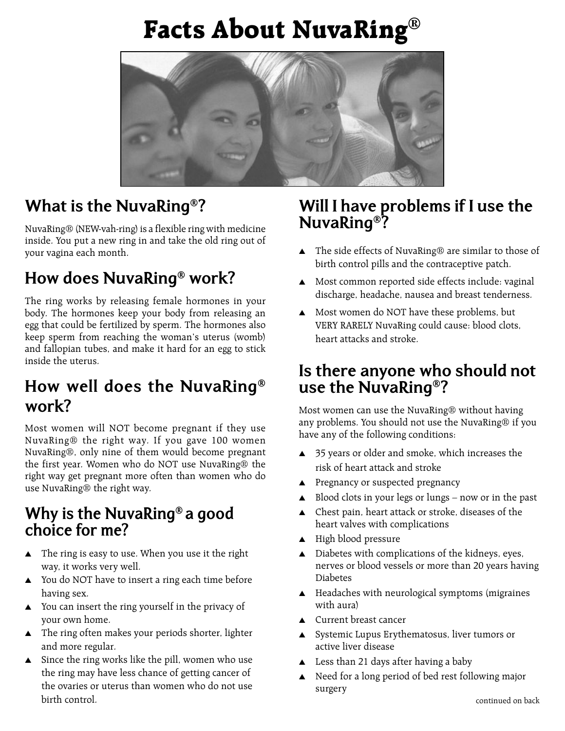# Facts About NuvaRing®

## What is the NuvaRing®?

NuvaRing® (NEW-vah-ring) is a flexible ring with medicine inside. You put a new ring in and take the old ring out of your vagina each month.

## How does NuvaRing® work?

The ring works by releasing female hormones in your body. The hormones keep your body from releasing an egg that could be fertilized by sperm. The hormones also keep sperm from reaching the woman's uterus (womb) and fallopian tubes, and make it hard for an egg to stick inside the uterus.

## How well does the NuvaRing® work?

Most women will NOT become pregnant if they use NuvaRing® the right way. If you gave 100 women NuvaRing®, only nine of them would become pregnant the first year. Women who do NOT use NuvaRing® the right way get pregnant more often than women who do use NuvaRing® the right way.

## Why is the NuvaRing® a good choice for me?

- The ring is easy to use. When you use it the right way, it works very well.
- You do NOT have to insert a ring each time before having sex.
- You can insert the ring yourself in the privacy of your own home.
- The ring often makes your periods shorter, lighter and more regular.
- Since the ring works like the pill, women who use the ring may have less chance of getting cancer of the ovaries or uterus than women who do not use birth control.

## Will I have problems if I use the NuvaRing®?

- The side effects of NuvaRing® are similar to those of birth control pills and the contraceptive patch.
- Most common reported side effects include: vaginal discharge, headache, nausea and breast tenderness.
- Most women do NOT have these problems, but VERY RARELY NuvaRing could cause: blood clots, heart attacks and stroke.

## Is there anyone who should not use the NuvaRing®?

Most women can use the NuvaRing® without having any problems. You should not use the NuvaRing® if you have any of the following conditions:

- 35 years or older and smoke, which increases the risk of heart attack and stroke
- Pregnancy or suspected pregnancy
- Blood clots in your legs or lungs – now or in the past
- Chest pain, heart attack or stroke, diseases of the heart valves with complications
- High blood pressure
- Diabetes with complications of the kidneys, eyes, nerves or blood vessels or more than 20 years having Diabetes
- Headaches with neurological symptoms (migraines with aura)
- Current breast cancer
- Systemic Lupus Erythematosus, liver tumors or active liver disease
- Less than 21 days after having a baby
- Need for a long period of bed rest following major surgery

continued on back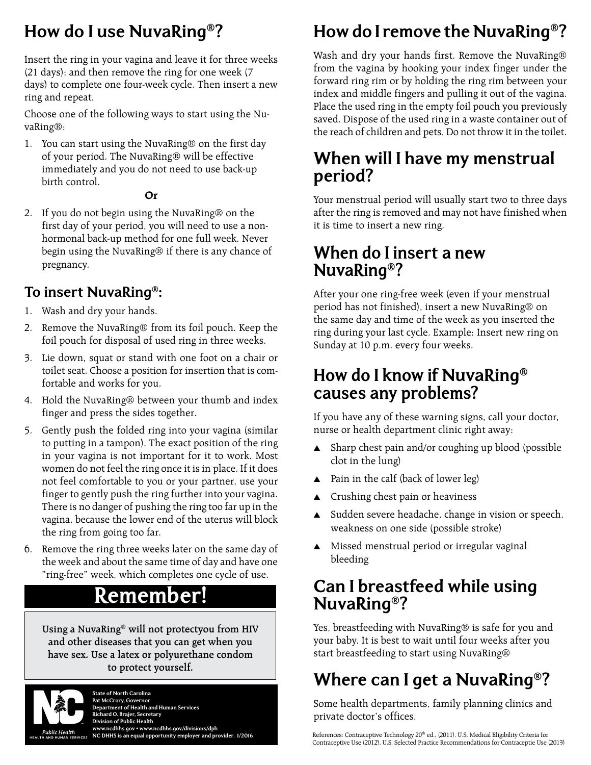## How do I use NuvaRing®?

Insert the ring in your vagina and leave it for three weeks (21 days); and then remove the ring for one week (7 days) to complete one four-week cycle. Then insert a new ring and repeat.

Choose one of the following ways to start using the NuvaRing®:

1. You can start using the NuvaRing® on the first day of your period. The NuvaRing® will be effective immediately and you do not need to use back-up birth control.

**Or**

2. If you do not begin using the NuvaRing® on the first day of your period, you will need to use a non-hormonal back-up method for one full week. Never begin using the NuvaRing® if there is any chance of pregnancy.

### To insert NuvaRing®:

1. Wash and dry your hands.
2. Remove the NuvaRing® from its foil pouch. Keep the foil pouch for disposal of used ring in three weeks.
3. Lie down, squat or stand with one foot on a chair or toilet seat. Choose a position for insertion that is comfortable and works for you.
4. Hold the NuvaRing® between your thumb and index finger and press the sides together.
5. Gently push the folded ring into your vagina (similar to putting in a tampon). The exact position of the ring in your vagina is not important for it to work. Most women do not feel the ring once it is in place. If it does not feel comfortable to you or your partner, use your finger to gently push the ring further into your vagina. There is no danger of pushing the ring too far up in the vagina, because the lower end of the uterus will block the ring from going too far.
6. Remove the ring three weeks later on the same day of the week and about the same time of day and have one "ring-free" week, which completes one cycle of use.

## Remember!

**Using a NuvaRing® will not protectyou from HIV and other diseases that you can get when you have sex. Use a latex or polyurethane condom to protect yourself.**

State of North Carolina
Pat McCrory, Governor
Department of Health and Human Services
Richard O. Brajer, Secretary
Division of Public Health
www.ncdhhs.gov • www.ncdhhs.gov/divisions/dph
NC DHHS is an equal opportunity employer and provider. 1/2016

## How do I remove the NuvaRing®?

Wash and dry your hands first. Remove the NuvaRing® from the vagina by hooking your index finger under the forward ring rim or by holding the ring rim between your index and middle fingers and pulling it out of the vagina. Place the used ring in the empty foil pouch you previously saved. Dispose of the used ring in a waste container out of the reach of children and pets. Do not throw it in the toilet.

## When will I have my menstrual period?

Your menstrual period will usually start two to three days after the ring is removed and may not have finished when it is time to insert a new ring.

## When do I insert a new NuvaRing®?

After your one ring-free week (even if your menstrual period has not finished), insert a new NuvaRing® on the same day and time of the week as you inserted the ring during your last cycle. Example: Insert new ring on Sunday at 10 p.m. every four weeks.

## How do I know if NuvaRing® causes any problems?

If you have any of these warning signs, call your doctor, nurse or health department clinic right away:

- Sharp chest pain and/or coughing up blood (possible clot in the lung)
- Pain in the calf (back of lower leg)
- Crushing chest pain or heaviness
- Sudden severe headache, change in vision or speech, weakness on one side (possible stroke)
- Missed menstrual period or irregular vaginal bleeding

## Can I breastfeed while using NuvaRing®?

Yes, breastfeeding with NuvaRing® is safe for you and your baby. It is best to wait until four weeks after you start breastfeeding to start using NuvaRing®

## Where can I get a NuvaRing®?

Some health departments, family planning clinics and private doctor's offices.

References: Contraceptive Technology 20th ed., (2011), U.S. Medical Eligibility Criteria for Contraceptive Use (2012), U.S. Selected Practice Recommendations for Contraceptie Use (2013)